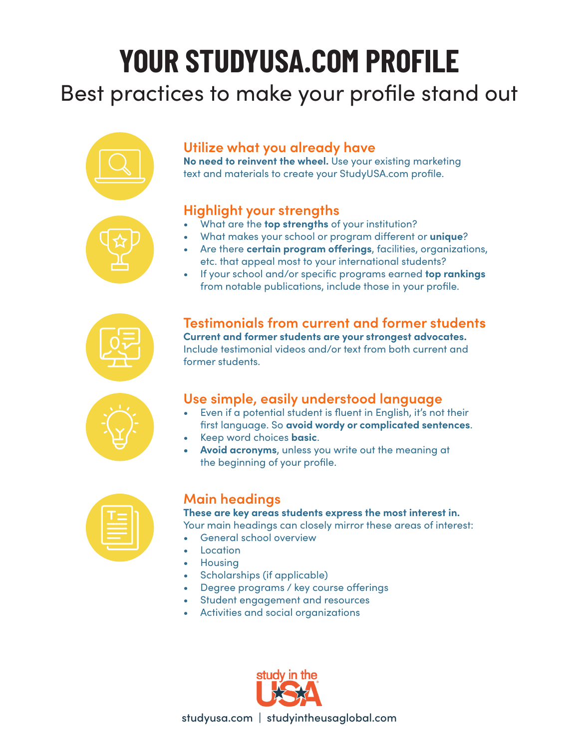# YOUR STUDYUSA.COM PROFILE

## Best practices to make your profile stand out

### Utilize what you already have

**No need to reinvent the wheel.** Use your existing marketing text and materials to create your StudyUSA.com profile.

### Highlight your strengths

- What are the **top strengths** of your institution?
- What makes your school or program different or **unique**?
- Are there **certain program offerings**, facilities, organizations, etc. that appeal most to your international students?
- If your school and/or specific programs earned **top rankings** from notable publications, include those in your profile.

### Testimonials from current and former students

**Current and former students are your strongest advocates.** Include testimonial videos and/or text from both current and former students.

### Use simple, easily understood language

- Even if a potential student is fluent in English, it's not their first language. So **avoid wordy or complicated sentences**.
- Keep word choices **basic**.
- **Avoid acronyms**, unless you write out the meaning at the beginning of your profile.

### Main headings

**These are key areas students express the most interest in.** Your main headings can closely mirror these areas of interest:

- General school overview
- Location
- Housing
- Scholarships (if applicable)
- Degree programs / key course offerings
- Student engagement and resources
- Activities and social organizations

study in the USA

studyusa.com | studyintheusaglobal.com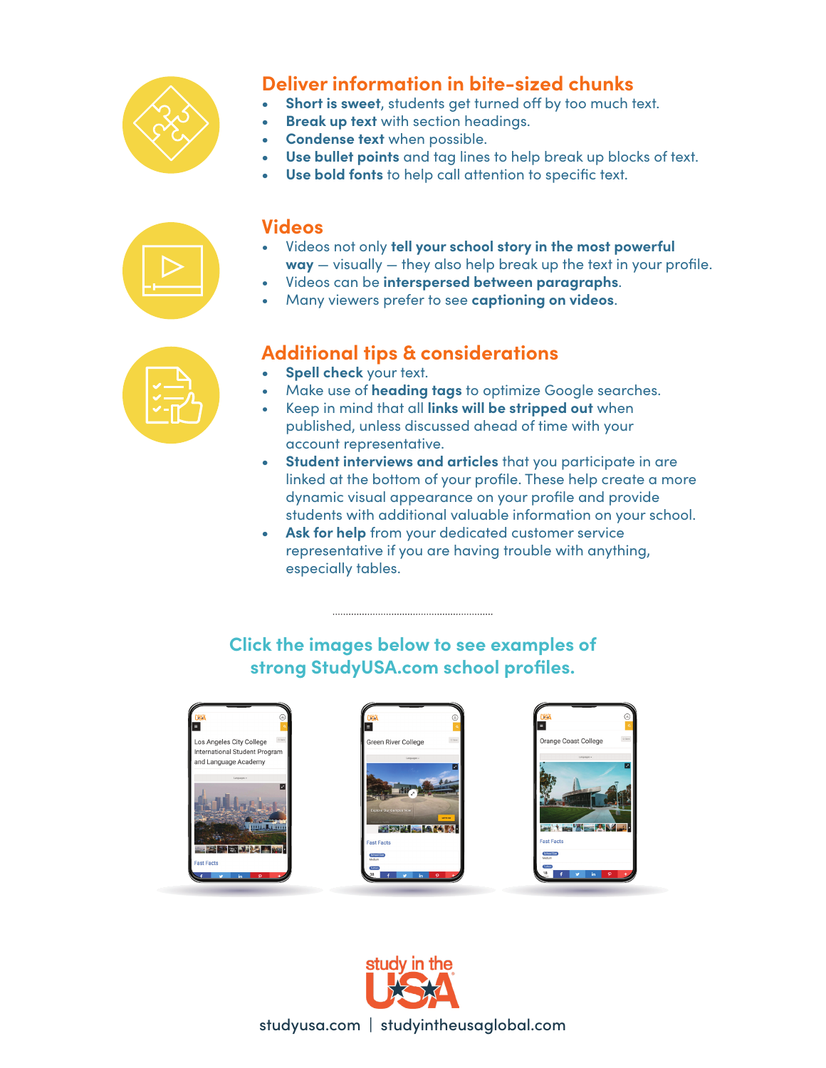## Deliver information in bite-sized chunks

- **Short is sweet**, students get turned off by too much text.
- **Break up text** with section headings.
- **Condense text** when possible.
- **Use bullet points** and tag lines to help break up blocks of text.
- **Use bold fonts** to help call attention to specific text.

## Videos

- Videos not only **tell your school story in the most powerful way** — visually — they also help break up the text in your profile.
- Videos can be **interspersed between paragraphs**.
- Many viewers prefer to see **captioning on videos**.

## Additional tips & considerations

- **Spell check** your text.
- Make use of **heading tags** to optimize Google searches.
- Keep in mind that all **links will be stripped out** when published, unless discussed ahead of time with your account representative.
- **Student interviews and articles** that you participate in are linked at the bottom of your profile. These help create a more dynamic visual appearance on your profile and provide students with additional valuable information on your school.
- **Ask for help** from your dedicated customer service representative if you are having trouble with anything, especially tables.

---

## Click the images below to see examples of strong StudyUSA.com school profiles.

Los Angeles City College International Student Program and Language Academy

Green River College

Orange Coast College

study in the USA

studyusa.com | studyintheusaglobal.com